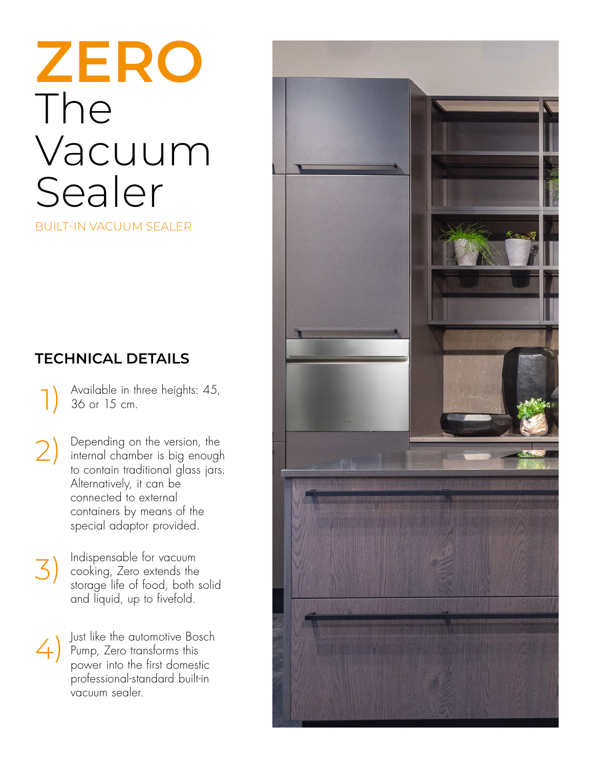# ZERO The Vacuum Sealer

BUILT-IN VACUUM SEALER

## TECHNICAL DETAILS

1) Available in three heights: 45, 36 or 15 cm.

2) Depending on the version, the internal chamber is big enough to contain traditional glass jars. Alternatively, it can be connected to external containers by means of the special adaptor provided.

3) Indispensable for vacuum cooking, Zero extends the storage life of food, both solid and liquid, up to fivefold.

4) Just like the automotive Bosch Pump, Zero transforms this power into the first domestic professional-standard built-in vacuum sealer.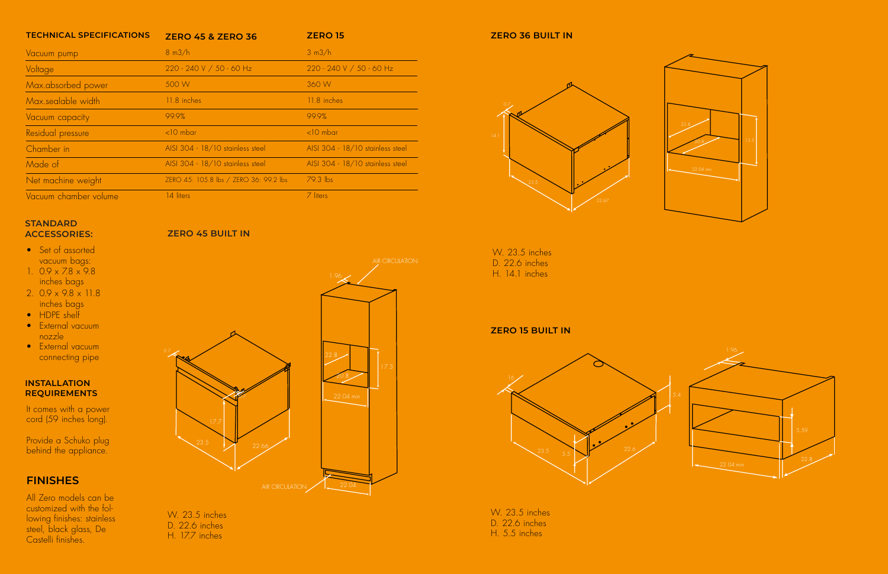| TECHNICAL SPECIFICATIONS | ZERO 45 & ZERO 36 | ZERO 15 |
|---|---|---|
| Vacuum pump | 8 m3/h | 3 m3/h |
| Voltage | 220 - 240 V / 50 - 60 Hz | 220 - 240 V / 50 - 60 Hz |
| Max.absorbed power | 500 W | 360 W |
| Max.sealable width | 11.8 inches | 11.8 inches |
| Vacuum capacity | 99.9% | 99.9% |
| Residual pressure | <10 mbar | <10 mbar |
| Chamber in | AISI 304 - 18/10 stainless steel | AISI 304 - 18/10 stainless steel |
| Made of | AISI 304 - 18/10 stainless steel | AISI 304 - 18/10 stainless steel |
| Net machine weight | ZERO 45: 105.8 lbs / ZERO 36: 99.2 lbs | 79.3 lbs |
| Vacuum chamber volume | 14 liters | 7 liters |

## STANDARD ACCESSORIES:

- Set of assorted vacuum bags:
  1. 0.9 x 7.8 x 9.8 inches bags
  2. 0.9 x 9.8 x 11.8 inches bags
- HDPE shelf
- External vacuum nozzle
- External vacuum connecting pipe

## INSTALLATION REQUIREMENTS

It comes with a power cord (59 inches long).

Provide a Schuko plug behind the appliance.

## FINISHES

All Zero models can be customized with the following finishes: stainless steel, black glass, De Castelli finishes.

## ZERO 45 BUILT IN

0.7
17.7
23.5
22.66
1.96
AIR CIRCULATION
22.8
20.8
17.3
22.04 min
AIR CIRCULATION
22.04

W. 23.5 inches
D. 22.6 inches
H. 17.7 inches

## ZERO 36 BUILT IN

0.7
14.1
23.5
22.67
22.8
20.8
13.5
22.04 min

W. 23.5 inches
D. 22.6 inches
H. 14.1 inches

## ZERO 15 BUILT IN

16
5.4
23.5
5.5
22.6
1.96
5.59
22.04 min
22.8

W. 23.5 inches
D. 22.6 inches
H. 5.5 inches